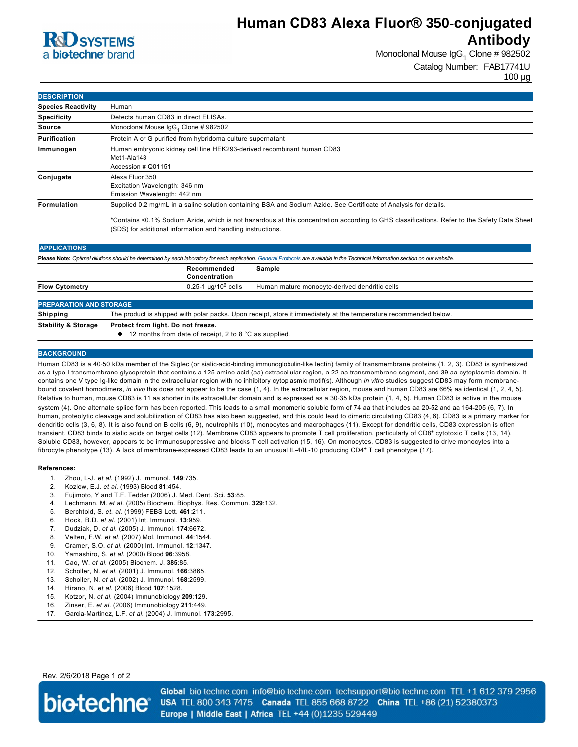# Human CD83 Alexa Fluor® 350-conjugated Antibody

R&D SYSTEMS a biotechne brand

Monoclonal Mouse $IgG_1$ Clone # 982502

Catalog Number: FAB17741U

100 µg

## DESCRIPTION

| | |
|---|---|
| **Species Reactivity** | Human |
| **Specificity** | Detects human CD83 in direct ELISAs. |
| **Source** | Monoclonal Mouse $IgG_1$ Clone # 982502 |
| **Purification** | Protein A or G purified from hybridoma culture supernatant |
| **Immunogen** | Human embryonic kidney cell line HEK293-derived recombinant human CD83<br>Met1-Ala143<br>Accession # Q01151 |
| **Conjugate** | Alexa Fluor 350<br>Excitation Wavelength: 346 nm<br>Emission Wavelength: 442 nm |
| **Formulation** | Supplied 0.2 mg/mL in a saline solution containing BSA and Sodium Azide. See Certificate of Analysis for details.<br><br>*Contains <0.1% Sodium Azide, which is not hazardous at this concentration according to GHS classifications. Refer to the Safety Data Sheet (SDS) for additional information and handling instructions. |

## APPLICATIONS

**Please Note:** *Optimal dilutions should be determined by each laboratory for each application. General Protocols are available in the Technical Information section on our website.*

| | Recommended Concentration | Sample |
|---|---|---|
| **Flow Cytometry** | 0.25-1 µg/$10^6$ cells | Human mature monocyte-derived dendritic cells |

## PREPARATION AND STORAGE

| | |
|---|---|
| **Shipping** | The product is shipped with polar packs. Upon receipt, store it immediately at the temperature recommended below. |
| **Stability & Storage** | **Protect from light. Do not freeze.**<br>● 12 months from date of receipt, 2 to 8 °C as supplied. |

## BACKGROUND

Human CD83 is a 40-50 kDa member of the Siglec (or sialic-acid-binding immunoglobulin-like lectin) family of transmembrane proteins (1, 2, 3). CD83 is synthesized as a type I transmembrane glycoprotein that contains a 125 amino acid (aa) extracellular region, a 22 aa transmembrane segment, and 39 aa cytoplasmic domain. It contains one V type Ig-like domain in the extracellular region with no inhibitory cytoplasmic motif(s). Although *in vitro* studies suggest CD83 may form membrane-bound covalent homodimers, *in vivo* this does not appear to be the case (1, 4). In the extracellular region, mouse and human CD83 are 66% aa identical (1, 2, 4, 5). Relative to human, mouse CD83 is 11 aa shorter in its extracellular domain and is expressed as a 30-35 kDa protein (1, 4, 5). Human CD83 is active in the mouse system (4). One alternate splice form has been reported. This leads to a small monomeric soluble form of 74 aa that includes aa 20-52 and aa 164-205 (6, 7). In human, proteolytic cleavage and solubilization of CD83 has also been suggested, and this could lead to dimeric circulating CD83 (4, 6). CD83 is a primary marker for dendritic cells (3, 6, 8). It is also found on B cells (6, 9), neutrophils (10), monocytes and macrophages (11). Except for dendritic cells, CD83 expression is often transient. CD83 binds to sialic acids on target cells (12). Membrane CD83 appears to promote T cell proliferation, particularly of $CD8^+$ cytotoxic T cells (13, 14). Soluble CD83, however, appears to be immunosuppressive and blocks T cell activation (15, 16). On monocytes, CD83 is suggested to drive monocytes into a fibrocyte phenotype (13). A lack of membrane-expressed CD83 leads to an unusual IL-4/IL-10 producing $CD4^+$ T cell phenotype (17).

**References:**

1. Zhou, L-J. *et al.* (1992) J. Immunol. **149**:735.
2. Kozlow, E.J. *et al.* (1993) Blood **81**:454.
3. Fujimoto, Y and T.F. Tedder (2006) J. Med. Dent. Sci. **53**:85.
4. Lechmann, M. *et al.* (2005) Biochem. Biophys. Res. Commun. **329**:132.
5. Berchtold, S. *et. al.* (1999) FEBS Lett. **461**:211.
6. Hock, B.D. *et al.* (2001) Int. Immunol. **13**:959.
7. Dudziak, D. *et al.* (2005) J. Immunol. **174**:6672.
8. Velten, F.W. *et al.* (2007) Mol. Immunol. **44**:1544.
9. Cramer, S.O. *et al.* (2000) Int. Immunol. **12**:1347.
10. Yamashiro, S. *et al.* (2000) Blood **96**:3958.
11. Cao, W. *et al.* (2005) Biochem. J. **385**:85.
12. Scholler, N. *et al.* (2001) J. Immunol. **166**:3865.
13. Scholler, N. *et al.* (2002) J. Immunol. **168**:2599.
14. Hirano, N. *et al.* (2006) Blood **107**:1528.
15. Kotzor, N. *et al.* (2004) Immunobiology **209**:129.
16. Zinser, E. *et al.* (2006) Immunobiology **211**:449.
17. Garcia-Martinez, L.F. *et al.* (2004) J. Immunol. **173**:2995.

Rev. 2/6/2018

biotechne® **Global** bio-techne.com info@bio-techne.com techsupport@bio-techne.com TEL +1 612 379 2956 **USA** TEL 800 343 7475 **Canada** TEL 855 668 8722 **China** TEL +86 (21) 52380373 **Europe | Middle East | Africa** TEL +44 (0)1235 529449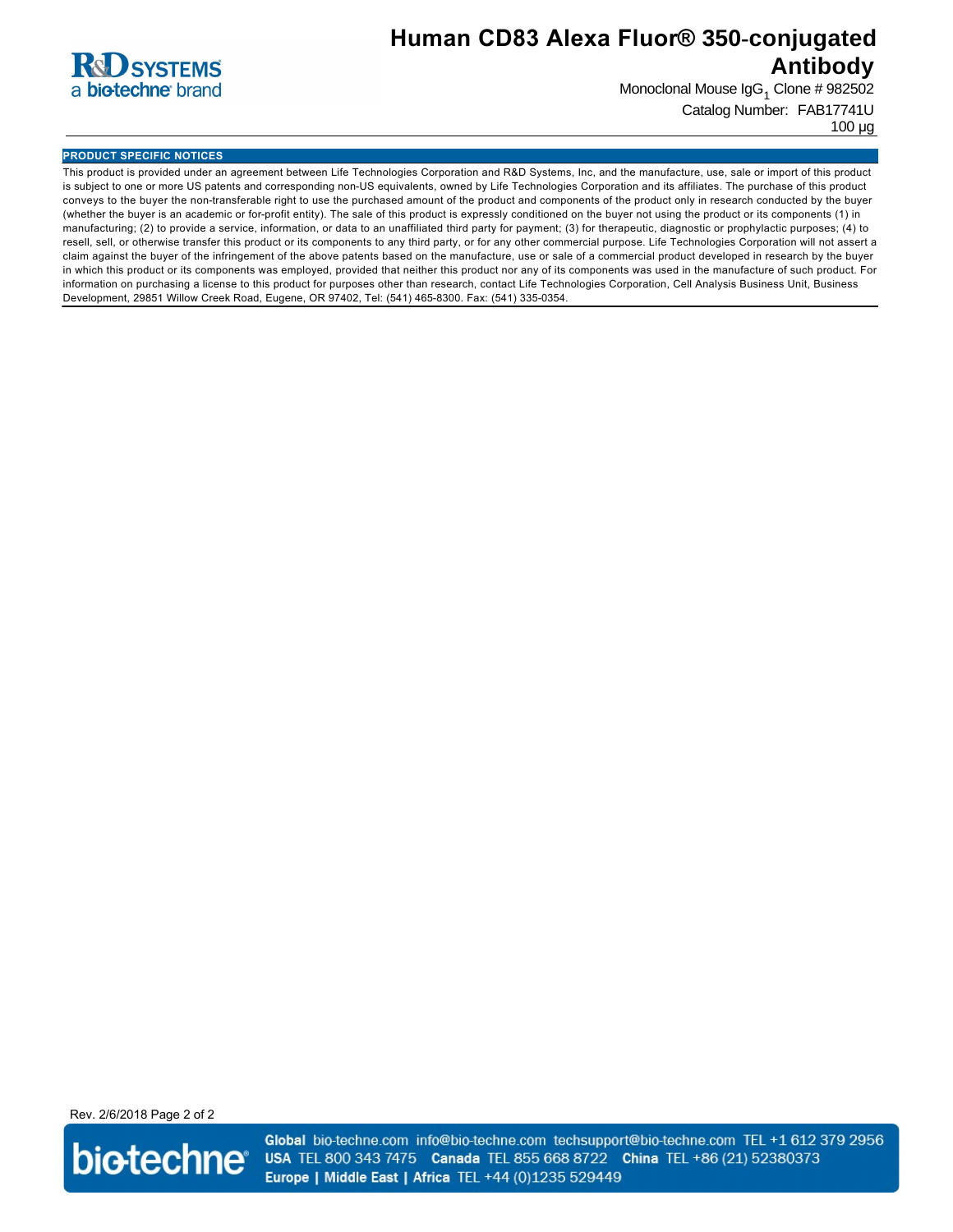# Human CD83 Alexa Fluor® 350-conjugated Antibody

Monoclonal Mouse $IgG_1$ Clone # 982502

Catalog Number: FAB17741U

100 µg

## PRODUCT SPECIFIC NOTICES

This product is provided under an agreement between Life Technologies Corporation and R&D Systems, Inc, and the manufacture, use, sale or import of this product is subject to one or more US patents and corresponding non-US equivalents, owned by Life Technologies Corporation and its affiliates. The purchase of this product conveys to the buyer the non-transferable right to use the purchased amount of the product and components of the product only in research conducted by the buyer (whether the buyer is an academic or for-profit entity). The sale of this product is expressly conditioned on the buyer not using the product or its components (1) in manufacturing; (2) to provide a service, information, or data to an unaffiliated third party for payment; (3) for therapeutic, diagnostic or prophylactic purposes; (4) to resell, sell, or otherwise transfer this product or its components to any third party, or for any other commercial purpose. Life Technologies Corporation will not assert a claim against the buyer of the infringement of the above patents based on the manufacture, use or sale of a commercial product developed in research by the buyer in which this product or its components was employed, provided that neither this product nor any of its components was used in the manufacture of such product. For information on purchasing a license to this product for purposes other than research, contact Life Technologies Corporation, Cell Analysis Business Unit, Business Development, 29851 Willow Creek Road, Eugene, OR 97402, Tel: (541) 465-8300. Fax: (541) 335-0354.

Rev. 2/6/2018

**Global** bio-techne.com info@bio-techne.com techsupport@bio-techne.com TEL +1 612 379 2956
**USA** TEL 800 343 7475 **Canada** TEL 855 668 8722 **China** TEL +86 (21) 52380373
**Europe | Middle East | Africa** TEL +44 (0)1235 529449